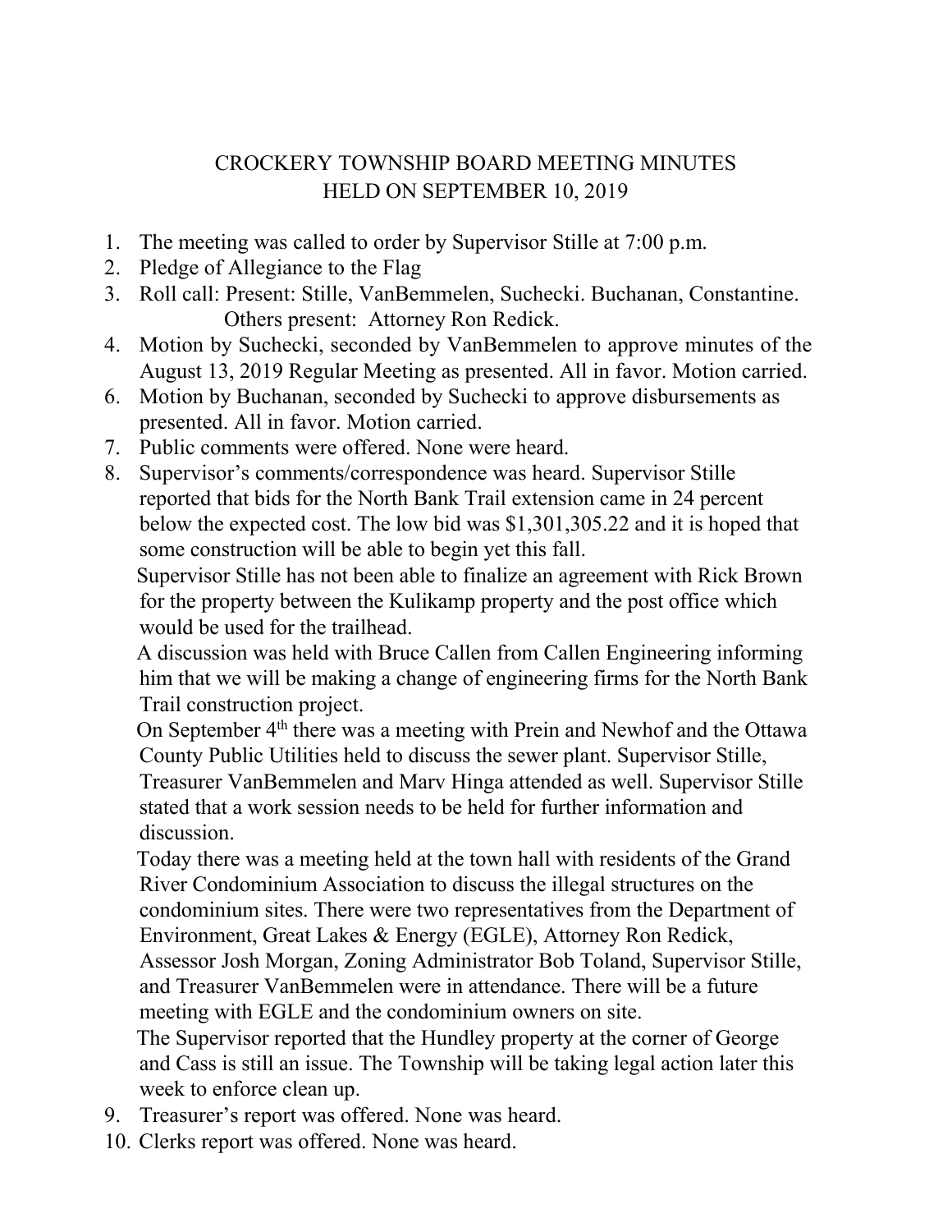# CROCKERY TOWNSHIP BOARD MEETING MINUTES
# HELD ON SEPTEMBER 10, 2019

1. The meeting was called to order by Supervisor Stille at 7:00 p.m.
2. Pledge of Allegiance to the Flag
3. Roll call: Present: Stille, VanBemmelen, Suchecki. Buchanan, Constantine.
   Others present: Attorney Ron Redick.
4. Motion by Suchecki, seconded by VanBemmelen to approve minutes of the August 13, 2019 Regular Meeting as presented. All in favor. Motion carried.
6. Motion by Buchanan, seconded by Suchecki to approve disbursements as presented. All in favor. Motion carried.
7. Public comments were offered. None were heard.
8. Supervisor's comments/correspondence was heard. Supervisor Stille reported that bids for the North Bank Trail extension came in 24 percent below the expected cost. The low bid was $1,301,305.22 and it is hoped that some construction will be able to begin yet this fall.
   Supervisor Stille has not been able to finalize an agreement with Rick Brown for the property between the Kulikamp property and the post office which would be used for the trailhead.
   A discussion was held with Bruce Callen from Callen Engineering informing him that we will be making a change of engineering firms for the North Bank Trail construction project.
   On September 4th there was a meeting with Prein and Newhof and the Ottawa County Public Utilities held to discuss the sewer plant. Supervisor Stille, Treasurer VanBemmelen and Marv Hinga attended as well. Supervisor Stille stated that a work session needs to be held for further information and discussion.
   Today there was a meeting held at the town hall with residents of the Grand River Condominium Association to discuss the illegal structures on the condominium sites. There were two representatives from the Department of Environment, Great Lakes & Energy (EGLE), Attorney Ron Redick, Assessor Josh Morgan, Zoning Administrator Bob Toland, Supervisor Stille, and Treasurer VanBemmelen were in attendance. There will be a future meeting with EGLE and the condominium owners on site.
   The Supervisor reported that the Hundley property at the corner of George and Cass is still an issue. The Township will be taking legal action later this week to enforce clean up.
9. Treasurer's report was offered. None was heard.
10. Clerks report was offered. None was heard.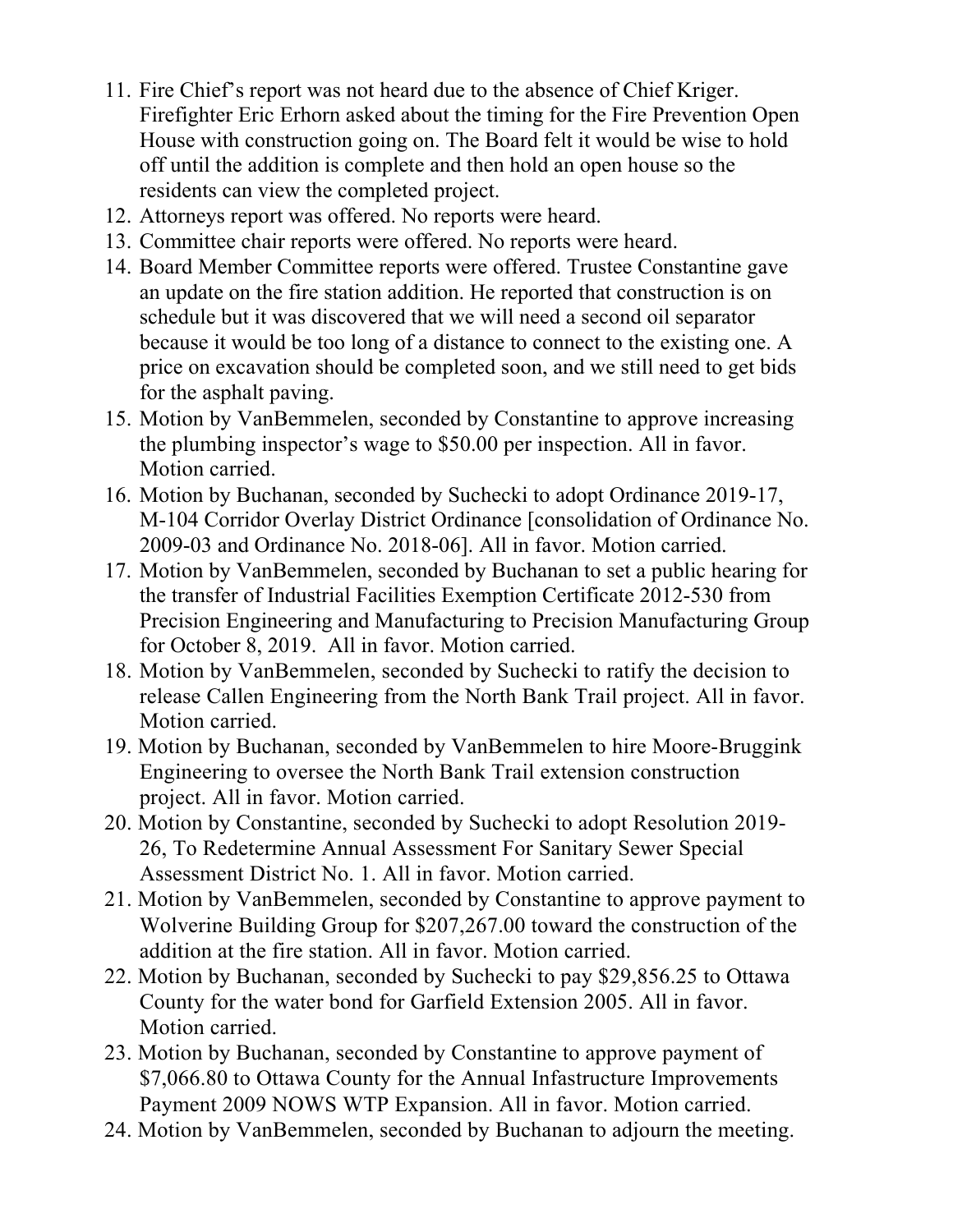11. Fire Chief's report was not heard due to the absence of Chief Kriger. Firefighter Eric Erhorn asked about the timing for the Fire Prevention Open House with construction going on. The Board felt it would be wise to hold off until the addition is complete and then hold an open house so the residents can view the completed project.
12. Attorneys report was offered. No reports were heard.
13. Committee chair reports were offered. No reports were heard.
14. Board Member Committee reports were offered. Trustee Constantine gave an update on the fire station addition. He reported that construction is on schedule but it was discovered that we will need a second oil separator because it would be too long of a distance to connect to the existing one. A price on excavation should be completed soon, and we still need to get bids for the asphalt paving.
15. Motion by VanBemmelen, seconded by Constantine to approve increasing the plumbing inspector's wage to $50.00 per inspection. All in favor. Motion carried.
16. Motion by Buchanan, seconded by Suchecki to adopt Ordinance 2019-17, M-104 Corridor Overlay District Ordinance [consolidation of Ordinance No. 2009-03 and Ordinance No. 2018-06]. All in favor. Motion carried.
17. Motion by VanBemmelen, seconded by Buchanan to set a public hearing for the transfer of Industrial Facilities Exemption Certificate 2012-530 from Precision Engineering and Manufacturing to Precision Manufacturing Group for October 8, 2019. All in favor. Motion carried.
18. Motion by VanBemmelen, seconded by Suchecki to ratify the decision to release Callen Engineering from the North Bank Trail project. All in favor. Motion carried.
19. Motion by Buchanan, seconded by VanBemmelen to hire Moore-Bruggink Engineering to oversee the North Bank Trail extension construction project. All in favor. Motion carried.
20. Motion by Constantine, seconded by Suchecki to adopt Resolution 2019-26, To Redetermine Annual Assessment For Sanitary Sewer Special Assessment District No. 1. All in favor. Motion carried.
21. Motion by VanBemmelen, seconded by Constantine to approve payment to Wolverine Building Group for $207,267.00 toward the construction of the addition at the fire station. All in favor. Motion carried.
22. Motion by Buchanan, seconded by Suchecki to pay $29,856.25 to Ottawa County for the water bond for Garfield Extension 2005. All in favor. Motion carried.
23. Motion by Buchanan, seconded by Constantine to approve payment of $7,066.80 to Ottawa County for the Annual Infastructure Improvements Payment 2009 NOWS WTP Expansion. All in favor. Motion carried.
24. Motion by VanBemmelen, seconded by Buchanan to adjourn the meeting.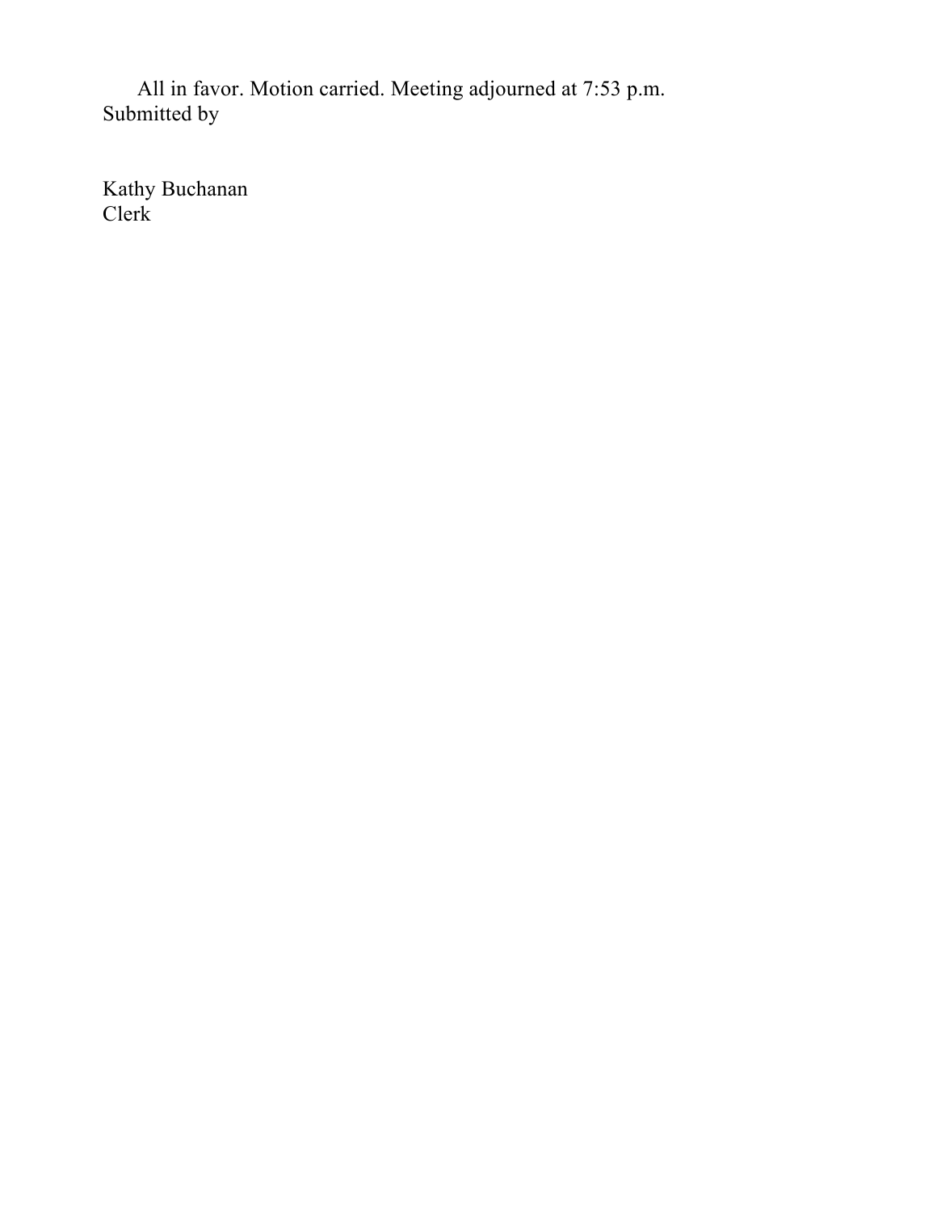All in favor. Motion carried. Meeting adjourned at 7:53 p.m.

Submitted by

Kathy Buchanan
Clerk